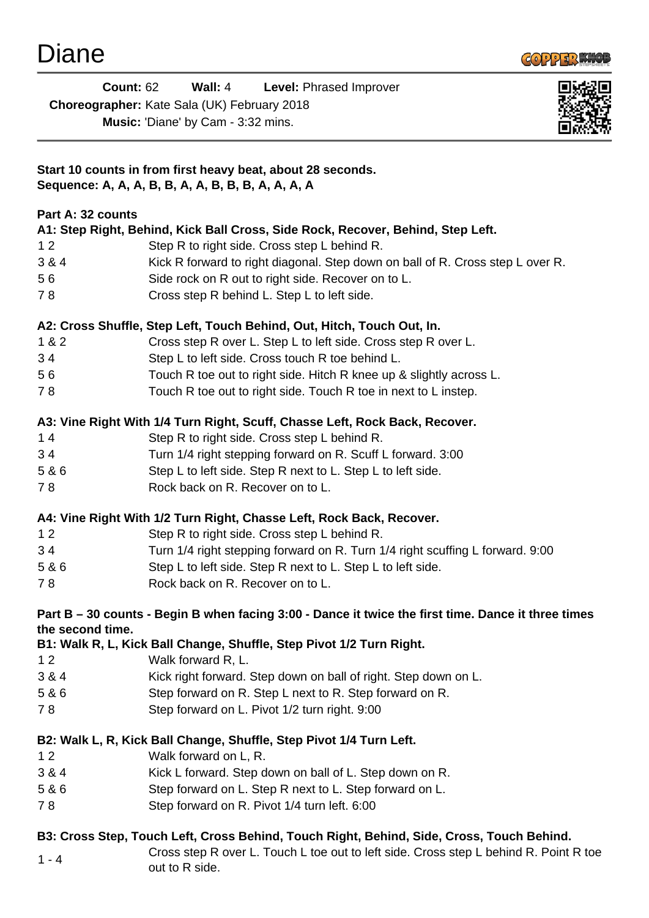# Diane

**Count:** 62 **Wall:** 4 **Level:** Phrased Improver

**Choreographer:** Kate Sala (UK) February 2018

**Music:** 'Diane' by Cam - 3:32 mins.

---

**Start 10 counts in from first heavy beat, about 28 seconds.**
**Sequence: A, A, A, B, B, A, A, B, B, B, A, A, A, A**

**Part A: 32 counts**

**A1: Step Right, Behind, Kick Ball Cross, Side Rock, Recover, Behind, Step Left.**

| | |
|---|---|
| 1 2 | Step R to right side. Cross step L behind R. |
| 3 & 4 | Kick R forward to right diagonal. Step down on ball of R. Cross step L over R. |
| 5 6 | Side rock on R out to right side. Recover on to L. |
| 7 8 | Cross step R behind L. Step L to left side. |

**A2: Cross Shuffle, Step Left, Touch Behind, Out, Hitch, Touch Out, In.**

| | |
|---|---|
| 1 & 2 | Cross step R over L. Step L to left side. Cross step R over L. |
| 3 4 | Step L to left side. Cross touch R toe behind L. |
| 5 6 | Touch R toe out to right side. Hitch R knee up & slightly across L. |
| 7 8 | Touch R toe out to right side. Touch R toe in next to L instep. |

**A3: Vine Right With 1/4 Turn Right, Scuff, Chasse Left, Rock Back, Recover.**

| | |
|---|---|
| 1 4 | Step R to right side. Cross step L behind R. |
| 3 4 | Turn 1/4 right stepping forward on R. Scuff L forward. 3:00 |
| 5 & 6 | Step L to left side. Step R next to L. Step L to left side. |
| 7 8 | Rock back on R. Recover on to L. |

**A4: Vine Right With 1/2 Turn Right, Chasse Left, Rock Back, Recover.**

| | |
|---|---|
| 1 2 | Step R to right side. Cross step L behind R. |
| 3 4 | Turn 1/4 right stepping forward on R. Turn 1/4 right scuffing L forward. 9:00 |
| 5 & 6 | Step L to left side. Step R next to L. Step L to left side. |
| 7 8 | Rock back on R. Recover on to L. |

**Part B – 30 counts - Begin B when facing 3:00 - Dance it twice the first time. Dance it three times the second time.**

**B1: Walk R, L, Kick Ball Change, Shuffle, Step Pivot 1/2 Turn Right.**

| | |
|---|---|
| 1 2 | Walk forward R, L. |
| 3 & 4 | Kick right forward. Step down on ball of right. Step down on L. |
| 5 & 6 | Step forward on R. Step L next to R. Step forward on R. |
| 7 8 | Step forward on L. Pivot 1/2 turn right. 9:00 |

**B2: Walk L, R, Kick Ball Change, Shuffle, Step Pivot 1/4 Turn Left.**

| | |
|---|---|
| 1 2 | Walk forward on L, R. |
| 3 & 4 | Kick L forward. Step down on ball of L. Step down on R. |
| 5 & 6 | Step forward on L. Step R next to L. Step forward on L. |
| 7 8 | Step forward on R. Pivot 1/4 turn left. 6:00 |

**B3: Cross Step, Touch Left, Cross Behind, Touch Right, Behind, Side, Cross, Touch Behind.**

| | |
|---|---|
| 1 - 4 | Cross step R over L. Touch L toe out to left side. Cross step L behind R. Point R toe out to R side. |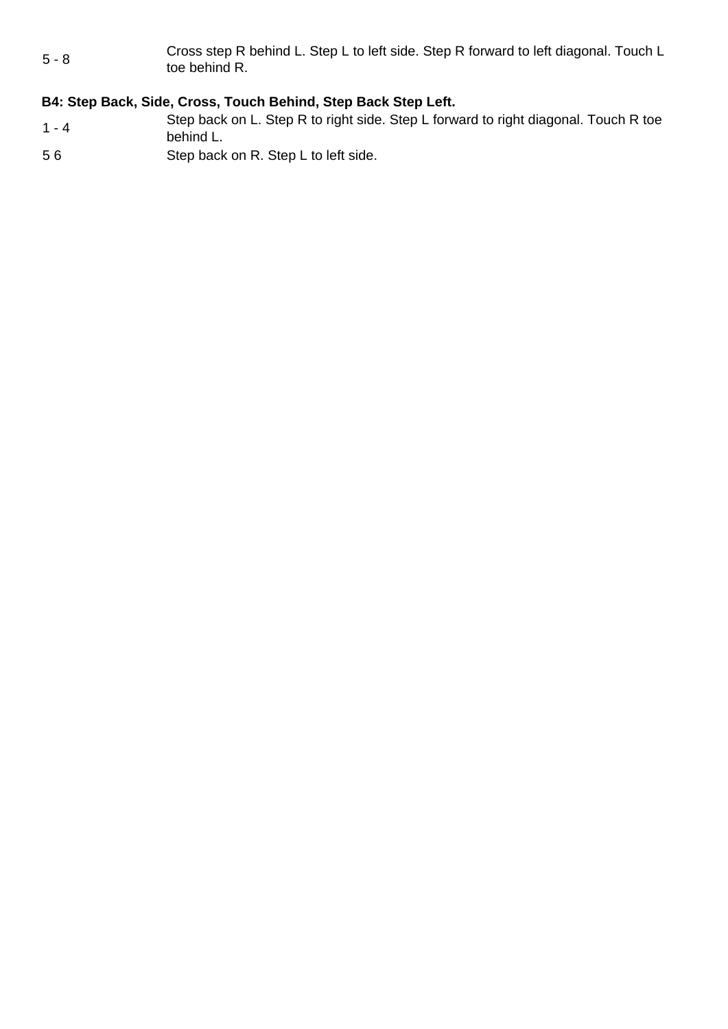| | |
|---|---|
| 5 - 8 | Cross step R behind L. Step L to left side. Step R forward to left diagonal. Touch L toe behind R. |

**B4: Step Back, Side, Cross, Touch Behind, Step Back Step Left.**

| | |
|---|---|
| 1 - 4 | Step back on L. Step R to right side. Step L forward to right diagonal. Touch R toe behind L. |
| 5 6 | Step back on R. Step L to left side. |